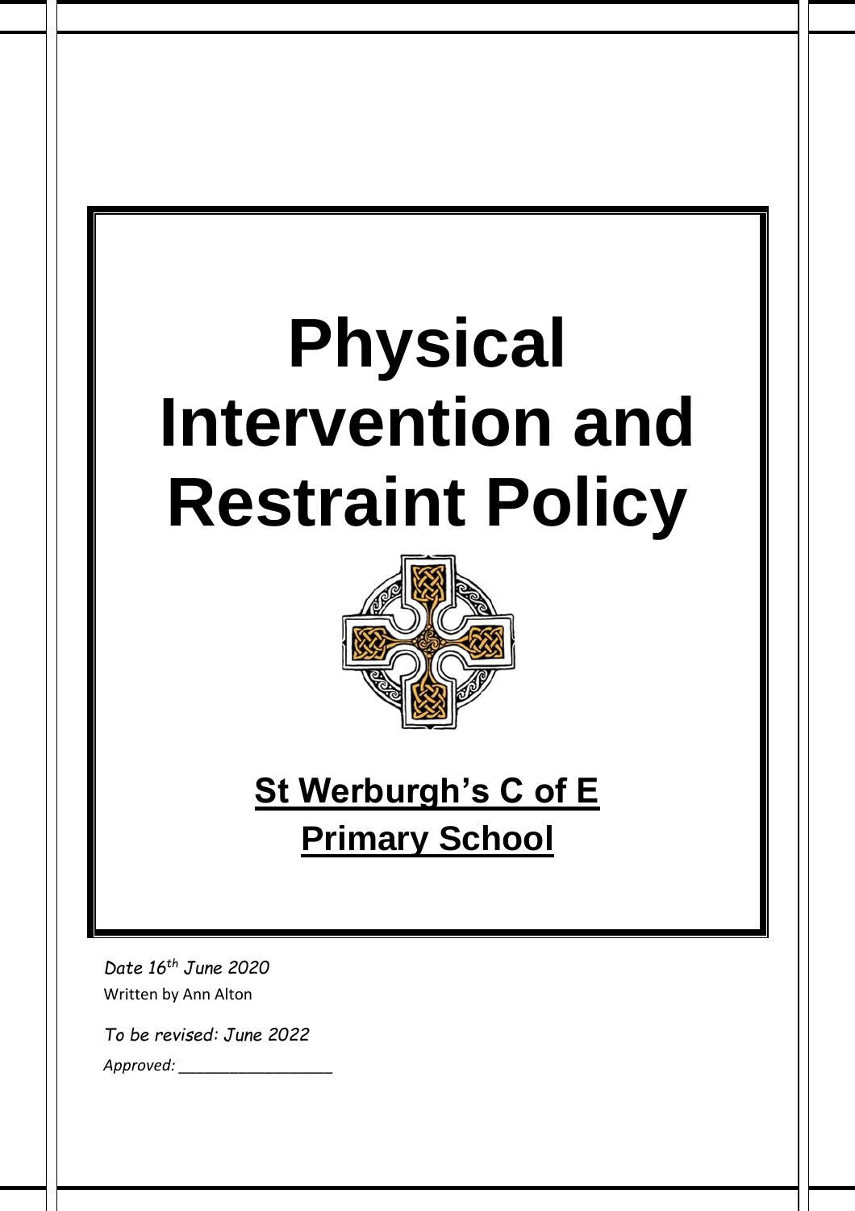# Physical Intervention and Restraint Policy

**St Werburgh's C of E Primary School**

*Date 16th June 2020*

Written by Ann Alton

*To be revised: June 2022*

*Approved: ___________________*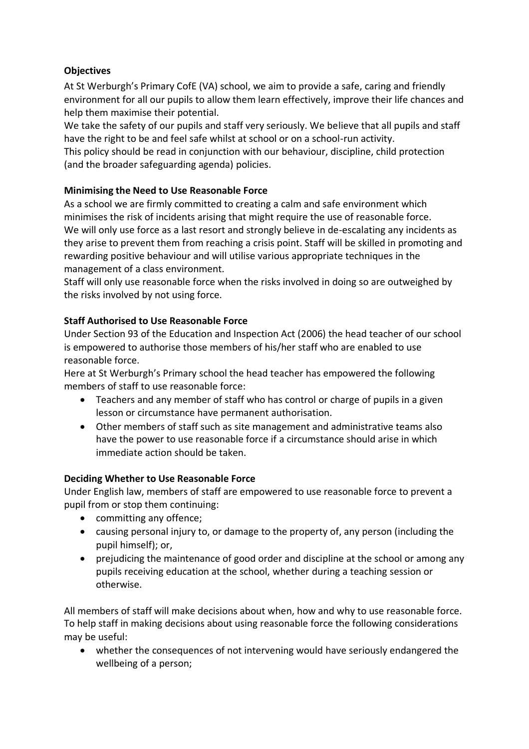**Objectives**

At St Werburgh's Primary CofE (VA) school, we aim to provide a safe, caring and friendly environment for all our pupils to allow them learn effectively, improve their life chances and help them maximise their potential.

We take the safety of our pupils and staff very seriously. We believe that all pupils and staff have the right to be and feel safe whilst at school or on a school-run activity.

This policy should be read in conjunction with our behaviour, discipline, child protection (and the broader safeguarding agenda) policies.

**Minimising the Need to Use Reasonable Force**

As a school we are firmly committed to creating a calm and safe environment which minimises the risk of incidents arising that might require the use of reasonable force.

We will only use force as a last resort and strongly believe in de-escalating any incidents as they arise to prevent them from reaching a crisis point. Staff will be skilled in promoting and rewarding positive behaviour and will utilise various appropriate techniques in the management of a class environment.

Staff will only use reasonable force when the risks involved in doing so are outweighed by the risks involved by not using force.

**Staff Authorised to Use Reasonable Force**

Under Section 93 of the Education and Inspection Act (2006) the head teacher of our school is empowered to authorise those members of his/her staff who are enabled to use reasonable force.

Here at St Werburgh's Primary school the head teacher has empowered the following members of staff to use reasonable force:

- Teachers and any member of staff who has control or charge of pupils in a given lesson or circumstance have permanent authorisation.
- Other members of staff such as site management and administrative teams also have the power to use reasonable force if a circumstance should arise in which immediate action should be taken.

**Deciding Whether to Use Reasonable Force**

Under English law, members of staff are empowered to use reasonable force to prevent a pupil from or stop them continuing:

- committing any offence;
- causing personal injury to, or damage to the property of, any person (including the pupil himself); or,
- prejudicing the maintenance of good order and discipline at the school or among any pupils receiving education at the school, whether during a teaching session or otherwise.

All members of staff will make decisions about when, how and why to use reasonable force. To help staff in making decisions about using reasonable force the following considerations may be useful:

- whether the consequences of not intervening would have seriously endangered the wellbeing of a person;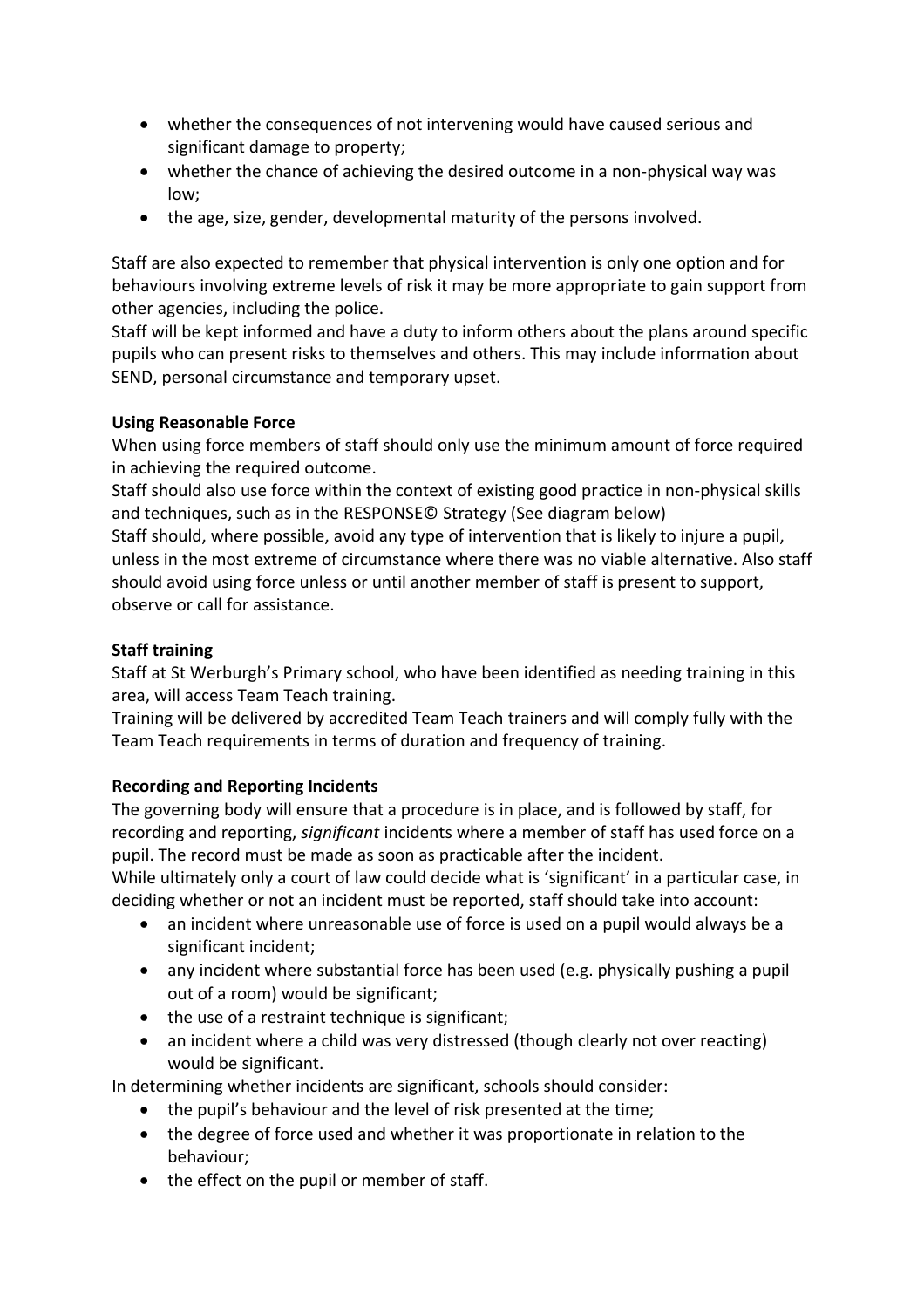- whether the consequences of not intervening would have caused serious and significant damage to property;
- whether the chance of achieving the desired outcome in a non-physical way was low;
- the age, size, gender, developmental maturity of the persons involved.

Staff are also expected to remember that physical intervention is only one option and for behaviours involving extreme levels of risk it may be more appropriate to gain support from other agencies, including the police.

Staff will be kept informed and have a duty to inform others about the plans around specific pupils who can present risks to themselves and others. This may include information about SEND, personal circumstance and temporary upset.

**Using Reasonable Force**

When using force members of staff should only use the minimum amount of force required in achieving the required outcome.

Staff should also use force within the context of existing good practice in non-physical skills and techniques, such as in the RESPONSE© Strategy (See diagram below)

Staff should, where possible, avoid any type of intervention that is likely to injure a pupil, unless in the most extreme of circumstance where there was no viable alternative. Also staff should avoid using force unless or until another member of staff is present to support, observe or call for assistance.

**Staff training**

Staff at St Werburgh's Primary school, who have been identified as needing training in this area, will access Team Teach training.

Training will be delivered by accredited Team Teach trainers and will comply fully with the Team Teach requirements in terms of duration and frequency of training.

**Recording and Reporting Incidents**

The governing body will ensure that a procedure is in place, and is followed by staff, for recording and reporting, *significant* incidents where a member of staff has used force on a pupil. The record must be made as soon as practicable after the incident.

While ultimately only a court of law could decide what is 'significant' in a particular case, in deciding whether or not an incident must be reported, staff should take into account:

- an incident where unreasonable use of force is used on a pupil would always be a significant incident;
- any incident where substantial force has been used (e.g. physically pushing a pupil out of a room) would be significant;
- the use of a restraint technique is significant;
- an incident where a child was very distressed (though clearly not over reacting) would be significant.

In determining whether incidents are significant, schools should consider:

- the pupil's behaviour and the level of risk presented at the time;
- the degree of force used and whether it was proportionate in relation to the behaviour;
- the effect on the pupil or member of staff.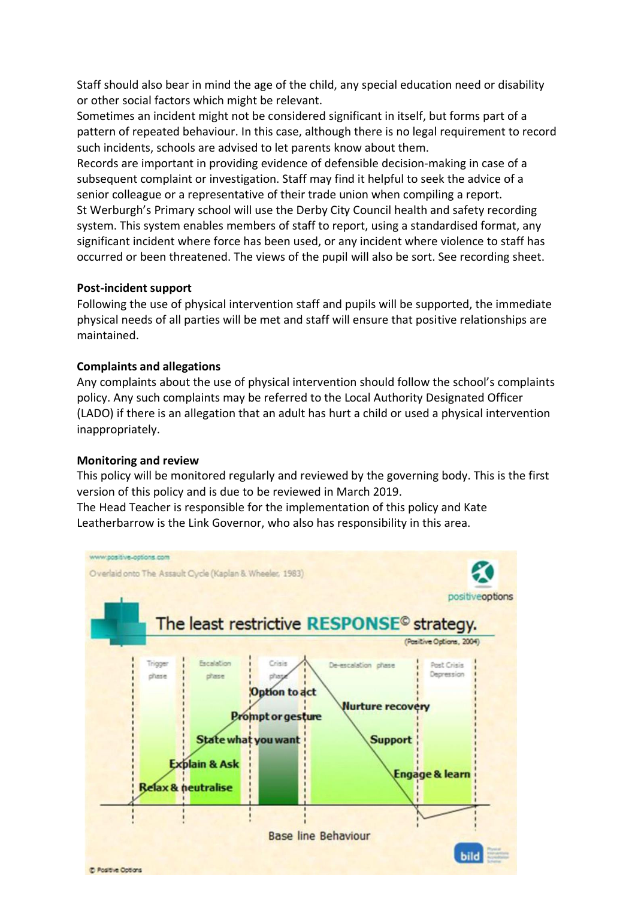Staff should also bear in mind the age of the child, any special education need or disability or other social factors which might be relevant.
Sometimes an incident might not be considered significant in itself, but forms part of a pattern of repeated behaviour. In this case, although there is no legal requirement to record such incidents, schools are advised to let parents know about them.
Records are important in providing evidence of defensible decision-making in case of a subsequent complaint or investigation. Staff may find it helpful to seek the advice of a senior colleague or a representative of their trade union when compiling a report.
St Werburgh's Primary school will use the Derby City Council health and safety recording system. This system enables members of staff to report, using a standardised format, any significant incident where force has been used, or any incident where violence to staff has occurred or been threatened. The views of the pupil will also be sort. See recording sheet.

**Post-incident support**
Following the use of physical intervention staff and pupils will be supported, the immediate physical needs of all parties will be met and staff will ensure that positive relationships are maintained.

**Complaints and allegations**
Any complaints about the use of physical intervention should follow the school's complaints policy. Any such complaints may be referred to the Local Authority Designated Officer (LADO) if there is an allegation that an adult has hurt a child or used a physical intervention inappropriately.

**Monitoring and review**
This policy will be monitored regularly and reviewed by the governing body. This is the first version of this policy and is due to be reviewed in March 2019.
The Head Teacher is responsible for the implementation of this policy and Kate Leatherbarrow is the Link Governor, who also has responsibility in this area.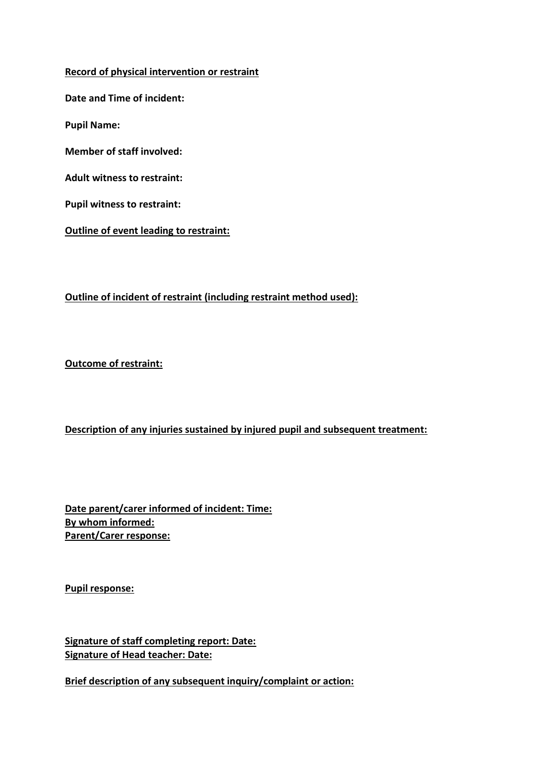**<u>Record of physical intervention or restraint</u>**

**Date and Time of incident:**

**Pupil Name:**

**Member of staff involved:**

**Adult witness to restraint:**

**Pupil witness to restraint:**

**<u>Outline of event leading to restraint:</u>**

**<u>Outline of incident of restraint (including restraint method used):</u>**

**<u>Outcome of restraint:</u>**

**<u>Description of any injuries sustained by injured pupil and subsequent treatment:</u>**

**<u>Date parent/carer informed of incident: Time:</u>**
**<u>By whom informed:</u>**
**<u>Parent/Carer response:</u>**

**<u>Pupil response:</u>**

**<u>Signature of staff completing report: Date:</u>**
**<u>Signature of Head teacher: Date:</u>**

**<u>Brief description of any subsequent inquiry/complaint or action:</u>**